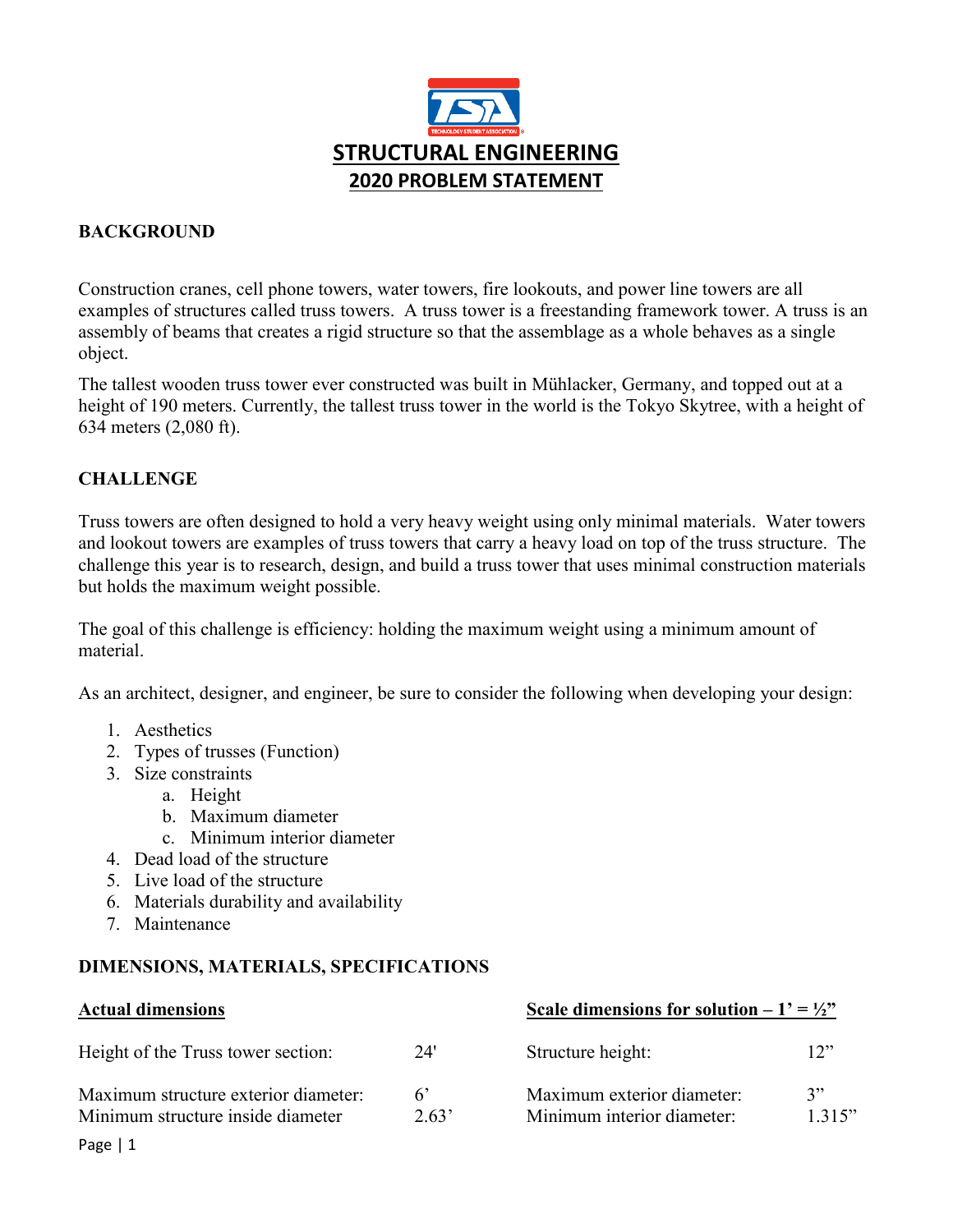# STRUCTURAL ENGINEERING

## 2020 PROBLEM STATEMENT

### BACKGROUND

Construction cranes, cell phone towers, water towers, fire lookouts, and power line towers are all examples of structures called truss towers. A truss tower is a freestanding framework tower. A truss is an assembly of beams that creates a rigid structure so that the assemblage as a whole behaves as a single object.

The tallest wooden truss tower ever constructed was built in Mühlacker, Germany, and topped out at a height of 190 meters. Currently, the tallest truss tower in the world is the Tokyo Skytree, with a height of 634 meters (2,080 ft).

### CHALLENGE

Truss towers are often designed to hold a very heavy weight using only minimal materials. Water towers and lookout towers are examples of truss towers that carry a heavy load on top of the truss structure. The challenge this year is to research, design, and build a truss tower that uses minimal construction materials but holds the maximum weight possible.

The goal of this challenge is efficiency: holding the maximum weight using a minimum amount of material.

As an architect, designer, and engineer, be sure to consider the following when developing your design:

1. Aesthetics
2. Types of trusses (Function)
3. Size constraints
   a. Height
   b. Maximum diameter
   c. Minimum interior diameter
4. Dead load of the structure
5. Live load of the structure
6. Materials durability and availability
7. Maintenance

### DIMENSIONS, MATERIALS, SPECIFICATIONS

| **Actual dimensions** | | **Scale dimensions for solution – 1' = ½"** | |
|---|---|---|---|
| Height of the Truss tower section: | 24' | Structure height: | 12" |
| Maximum structure exterior diameter: | 6' | Maximum exterior diameter: | 3" |
| Minimum structure inside diameter | 2.63' | Minimum interior diameter: | 1.315" |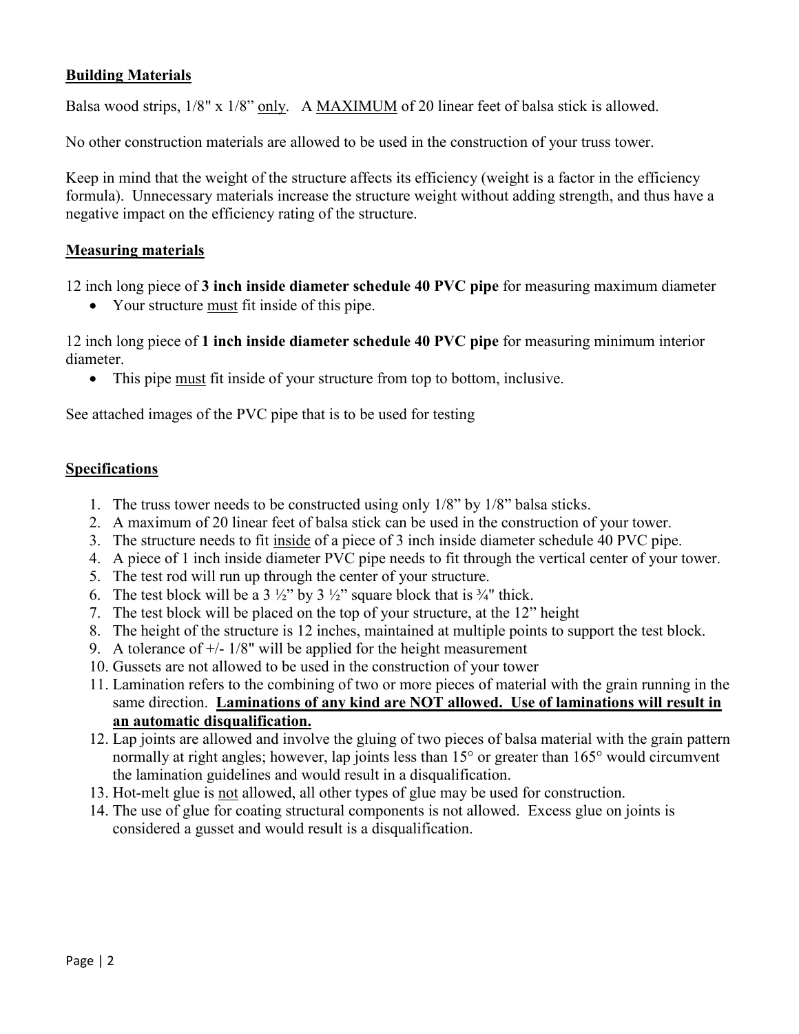**<u>Building Materials</u>**

Balsa wood strips, 1/8" x 1/8" <u>only</u>. A <u>MAXIMUM</u> of 20 linear feet of balsa stick is allowed.

No other construction materials are allowed to be used in the construction of your truss tower.

Keep in mind that the weight of the structure affects its efficiency (weight is a factor in the efficiency formula). Unnecessary materials increase the structure weight without adding strength, and thus have a negative impact on the efficiency rating of the structure.

**<u>Measuring materials</u>**

12 inch long piece of **3 inch inside diameter schedule 40 PVC pipe** for measuring maximum diameter

- Your structure <u>must</u> fit inside of this pipe.

12 inch long piece of **1 inch inside diameter schedule 40 PVC pipe** for measuring minimum interior diameter.

- This pipe <u>must</u> fit inside of your structure from top to bottom, inclusive.

See attached images of the PVC pipe that is to be used for testing

**<u>Specifications</u>**

1. The truss tower needs to be constructed using only 1/8" by 1/8" balsa sticks.
2. A maximum of 20 linear feet of balsa stick can be used in the construction of your tower.
3. The structure needs to fit <u>inside</u> of a piece of 3 inch inside diameter schedule 40 PVC pipe.
4. A piece of 1 inch inside diameter PVC pipe needs to fit through the vertical center of your tower.
5. The test rod will run up through the center of your structure.
6. The test block will be a 3 ½" by 3 ½" square block that is ¾" thick.
7. The test block will be placed on the top of your structure, at the 12" height
8. The height of the structure is 12 inches, maintained at multiple points to support the test block.
9. A tolerance of +/- 1/8" will be applied for the height measurement
10. Gussets are not allowed to be used in the construction of your tower
11. Lamination refers to the combining of two or more pieces of material with the grain running in the same direction. **<u>Laminations of any kind are NOT allowed. Use of laminations will result in an automatic disqualification.</u>**
12. Lap joints are allowed and involve the gluing of two pieces of balsa material with the grain pattern normally at right angles; however, lap joints less than 15° or greater than 165° would circumvent the lamination guidelines and would result in a disqualification.
13. Hot-melt glue is <u>not</u> allowed, all other types of glue may be used for construction.
14. The use of glue for coating structural components is not allowed. Excess glue on joints is considered a gusset and would result is a disqualification.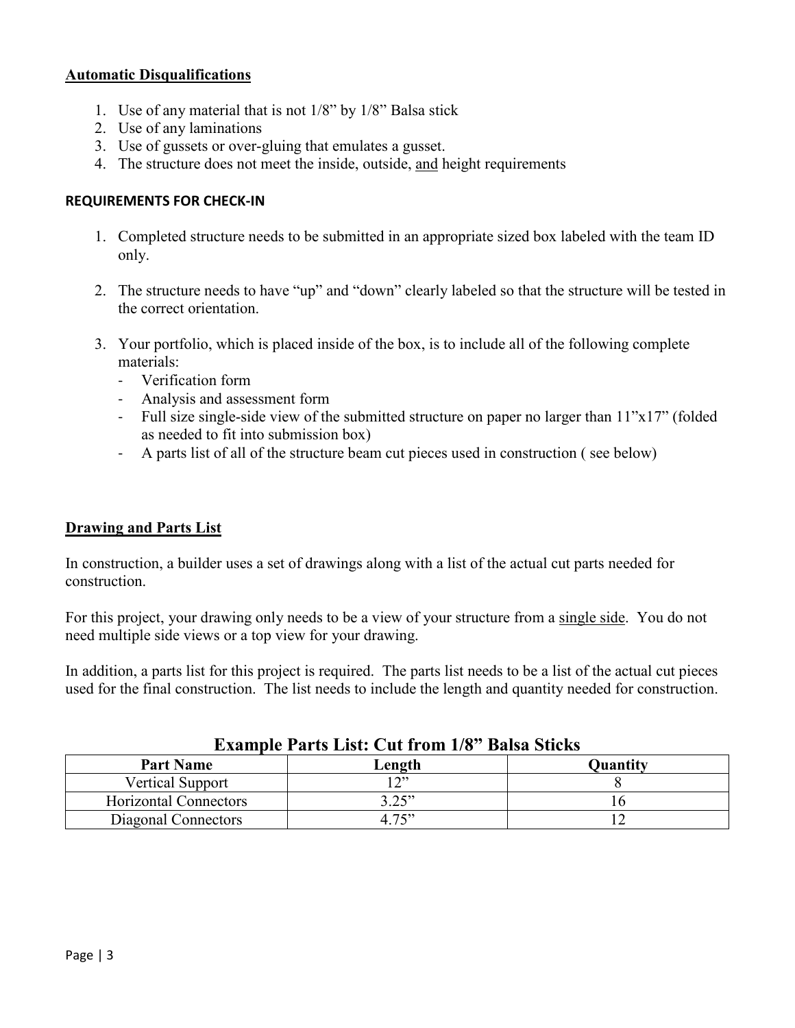**Automatic Disqualifications**

1. Use of any material that is not 1/8” by 1/8” Balsa stick
2. Use of any laminations
3. Use of gussets or over-gluing that emulates a gusset.
4. The structure does not meet the inside, outside, and height requirements

**REQUIREMENTS FOR CHECK-IN**

1. Completed structure needs to be submitted in an appropriate sized box labeled with the team ID only.

2. The structure needs to have “up” and “down” clearly labeled so that the structure will be tested in the correct orientation.

3. Your portfolio, which is placed inside of the box, is to include all of the following complete materials:
   - Verification form
   - Analysis and assessment form
   - Full size single-side view of the submitted structure on paper no larger than 11”x17” (folded as needed to fit into submission box)
   - A parts list of all of the structure beam cut pieces used in construction ( see below)

**Drawing and Parts List**

In construction, a builder uses a set of drawings along with a list of the actual cut parts needed for construction.

For this project, your drawing only needs to be a view of your structure from a single side. You do not need multiple side views or a top view for your drawing.

In addition, a parts list for this project is required. The parts list needs to be a list of the actual cut pieces used for the final construction. The list needs to include the length and quantity needed for construction.

**Example Parts List: Cut from 1/8” Balsa Sticks**

| Part Name | Length | Quantity |
|---|---|---|
| Vertical Support | 12” | 8 |
| Horizontal Connectors | 3.25” | 16 |
| Diagonal Connectors | 4.75” | 12 |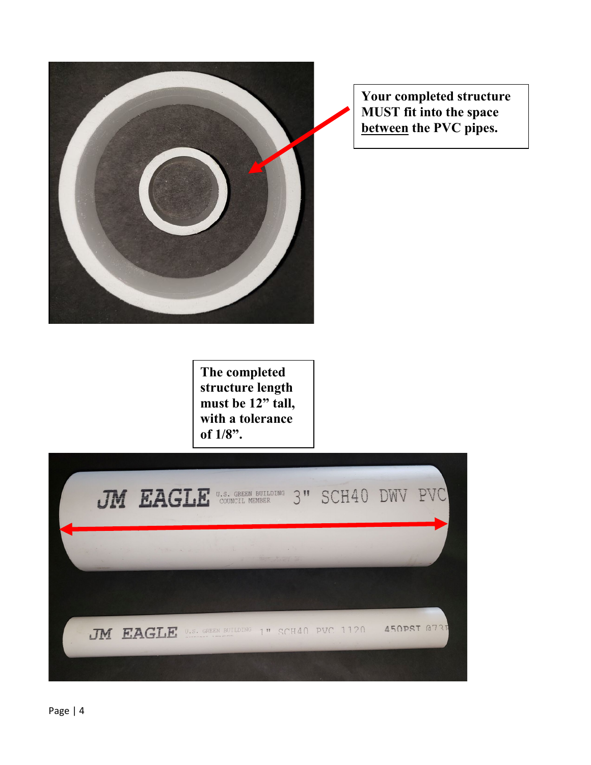**Your completed structure MUST fit into the space between the PVC pipes.**

**The completed structure length must be 12" tall, with a tolerance of 1/8".**